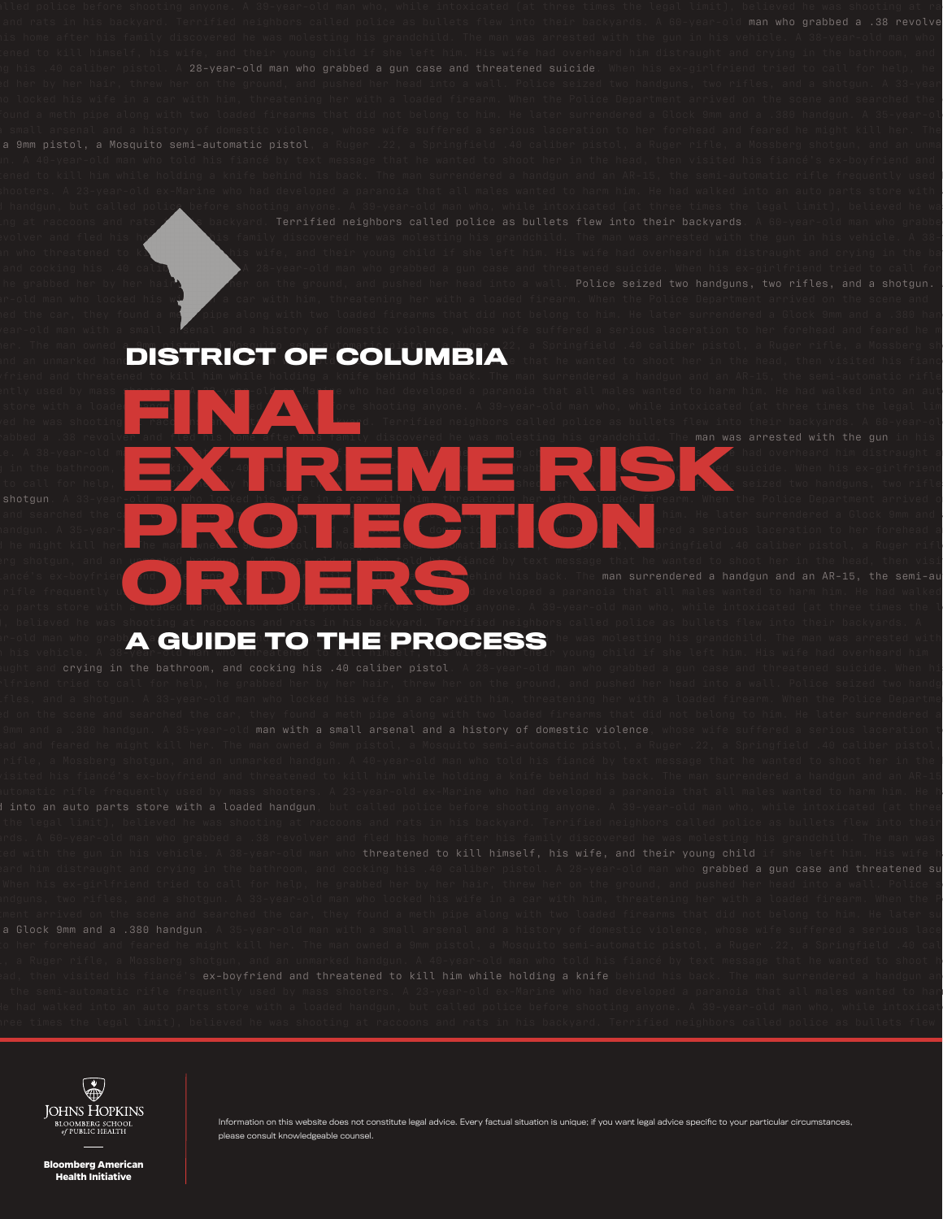# DISTRICT OF COLUMBIA

# FINAL EXTREME RISK PROTECTION ORDERS

## A GUIDE TO THE PROCESS

Johns Hopkins Bloomberg School of Public Health

Bloomberg American Health Initiative

Information on this website does not constitute legal advice. Every factual situation is unique; if you want legal advice specific to your particular circumstances, please consult knowledgeable counsel.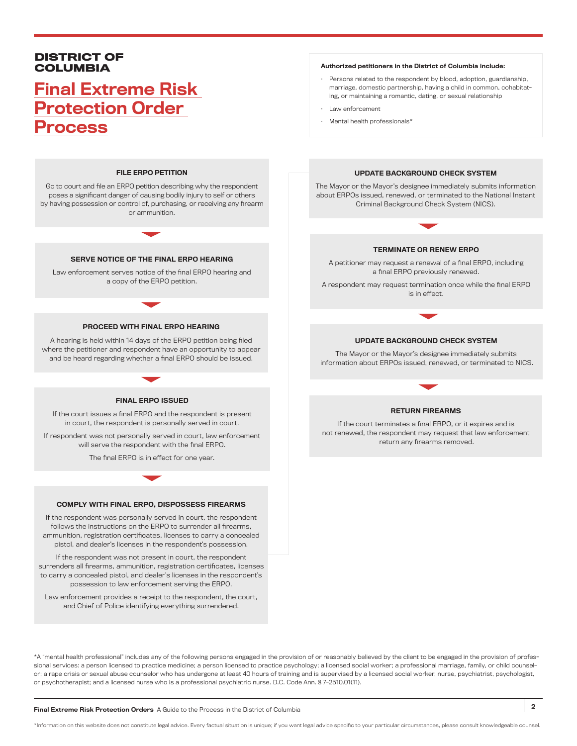# DISTRICT OF COLUMBIA

## Final Extreme Risk Protection Order Process

**Authorized petitioners in the District of Columbia include:**

- Persons related to the respondent by blood, adoption, guardianship, marriage, domestic partnership, having a child in common, cohabitating, or maintaining a romantic, dating, or sexual relationship
- Law enforcement
- Mental health professionals*

### FILE ERPO PETITION

Go to court and file an ERPO petition describing why the respondent poses a significant danger of causing bodily injury to self or others by having possession or control of, purchasing, or receiving any firearm or ammunition.

### SERVE NOTICE OF THE FINAL ERPO HEARING

Law enforcement serves notice of the final ERPO hearing and a copy of the ERPO petition.

### PROCEED WITH FINAL ERPO HEARING

A hearing is held within 14 days of the ERPO petition being filed where the petitioner and respondent have an opportunity to appear and be heard regarding whether a final ERPO should be issued.

### FINAL ERPO ISSUED

If the court issues a final ERPO and the respondent is present in court, the respondent is personally served in court.

If respondent was not personally served in court, law enforcement will serve the respondent with the final ERPO.

The final ERPO is in effect for one year.

### COMPLY WITH FINAL ERPO, DISPOSSESS FIREARMS

If the respondent was personally served in court, the respondent follows the instructions on the ERPO to surrender all firearms, ammunition, registration certificates, licenses to carry a concealed pistol, and dealer's licenses in the respondent's possession.

If the respondent was not present in court, the respondent surrenders all firearms, ammunition, registration certificates, licenses to carry a concealed pistol, and dealer's licenses in the respondent's possession to law enforcement serving the ERPO.

Law enforcement provides a receipt to the respondent, the court, and Chief of Police identifying everything surrendered.

### UPDATE BACKGROUND CHECK SYSTEM

The Mayor or the Mayor's designee immediately submits information about ERPOs issued, renewed, or terminated to the National Instant Criminal Background Check System (NICS).

### TERMINATE OR RENEW ERPO

A petitioner may request a renewal of a final ERPO, including a final ERPO previously renewed.

A respondent may request termination once while the final ERPO is in effect.

### UPDATE BACKGROUND CHECK SYSTEM

The Mayor or the Mayor's designee immediately submits information about ERPOs issued, renewed, or terminated to NICS.

### RETURN FIREARMS

If the court terminates a final ERPO, or it expires and is not renewed, the respondent may request that law enforcement return any firearms removed.

*A "mental health professional" includes any of the following persons engaged in the provision of or reasonably believed by the client to be engaged in the provision of professional services: a person licensed to practice medicine; a person licensed to practice psychology; a licensed social worker; a professional marriage, family, or child counselor; a rape crisis or sexual abuse counselor who has undergone at least 40 hours of training and is supervised by a licensed social worker, nurse, psychiatrist, psychologist, or psychotherapist; and a licensed nurse who is a professional psychiatric nurse. D.C. Code Ann. § 7-2510.01(11).

*Information on this website does not constitute legal advice. Every factual situation is unique; if you want legal advice specific to your particular circumstances, please consult knowledgeable counsel.